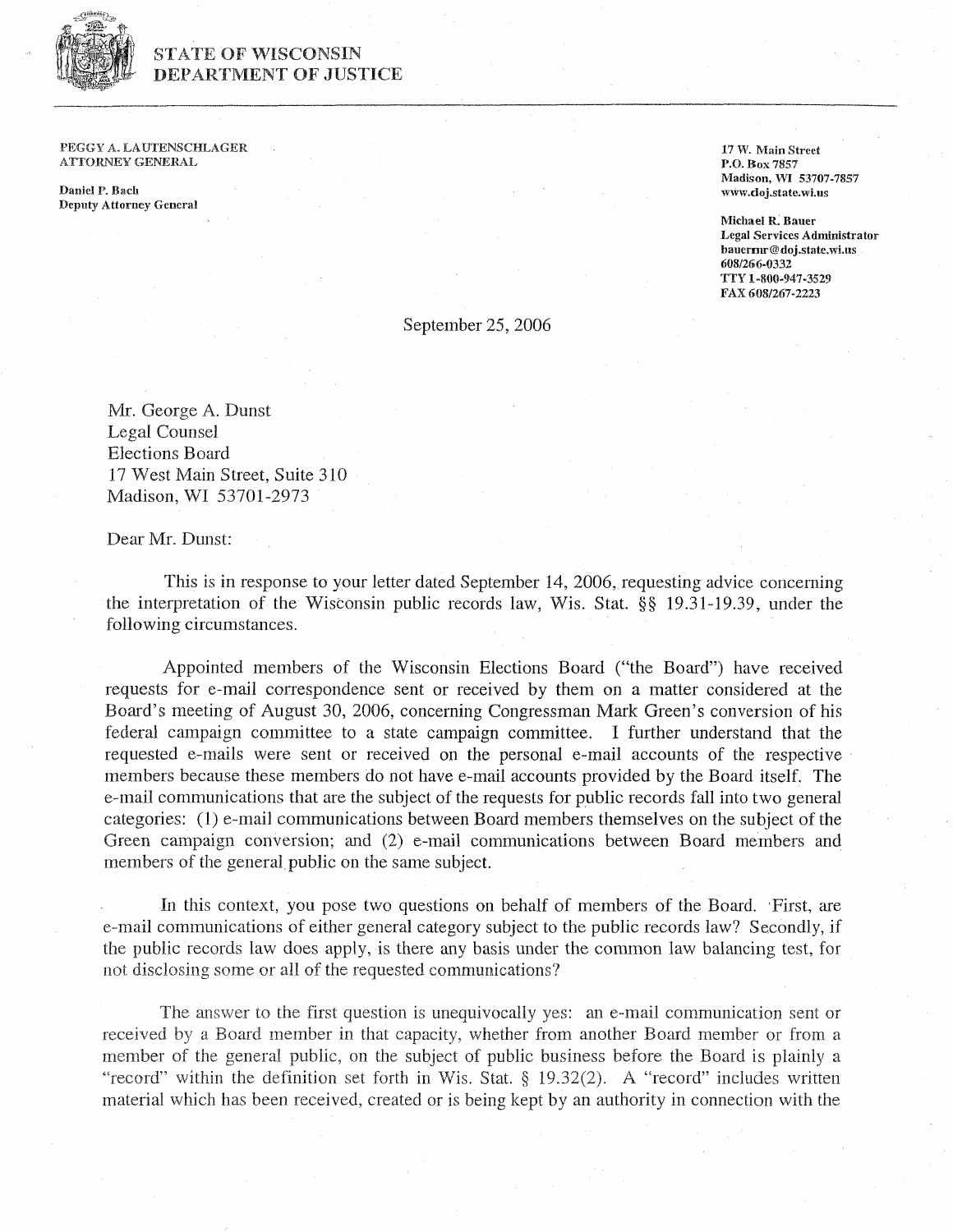**STATE OF WISCONSIN**
**DEPARTMENT OF JUSTICE**

**PEGGY A. LAUTENSCHLAGER**
**ATTORNEY GENERAL**

**Daniel P. Bach**
**Deputy Attorney General**

**17 W. Main Street**
**P.O. Box 7857**
**Madison, WI 53707-7857**
**www.doj.state.wi.us**

**Michael R. Bauer**
**Legal Services Administrator**
**bauermr@doj.state.wi.us**
**608/266-0332**
**TTY 1-800-947-3529**
**FAX 608/267-2223**

September 25, 2006

Mr. George A. Dunst
Legal Counsel
Elections Board
17 West Main Street, Suite 310
Madison, WI 53701-2973

Dear Mr. Dunst:

This is in response to your letter dated September 14, 2006, requesting advice concerning the interpretation of the Wisconsin public records law, Wis. Stat. §§ 19.31-19.39, under the following circumstances.

Appointed members of the Wisconsin Elections Board ("the Board") have received requests for e-mail correspondence sent or received by them on a matter considered at the Board's meeting of August 30, 2006, concerning Congressman Mark Green's conversion of his federal campaign committee to a state campaign committee. I further understand that the requested e-mails were sent or received on the personal e-mail accounts of the respective members because these members do not have e-mail accounts provided by the Board itself. The e-mail communications that are the subject of the requests for public records fall into two general categories: (1) e-mail communications between Board members themselves on the subject of the Green campaign conversion; and (2) e-mail communications between Board members and members of the general public on the same subject.

In this context, you pose two questions on behalf of members of the Board. First, are e-mail communications of either general category subject to the public records law? Secondly, if the public records law does apply, is there any basis under the common law balancing test, for not disclosing some or all of the requested communications?

The answer to the first question is unequivocally yes: an e-mail communication sent or received by a Board member in that capacity, whether from another Board member or from a member of the general public, on the subject of public business before the Board is plainly a "record" within the definition set forth in Wis. Stat. § 19.32(2). A "record" includes written material which has been received, created or is being kept by an authority in connection with the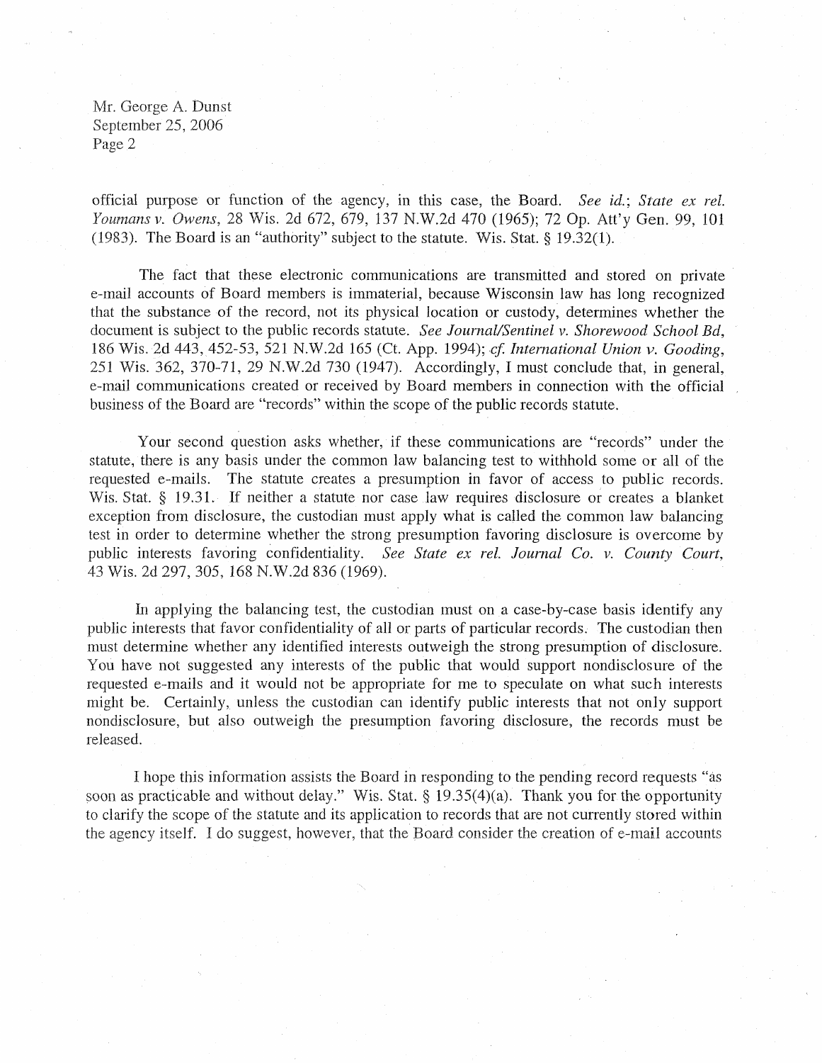official purpose or function of the agency, in this case, the Board. *See id.*; *State ex rel. Youmans v. Owens*, 28 Wis. 2d 672, 679, 137 N.W.2d 470 (1965); 72 Op. Att'y Gen. 99, 101 (1983). The Board is an "authority" subject to the statute. Wis. Stat. § 19.32(1).

The fact that these electronic communications are transmitted and stored on private e-mail accounts of Board members is immaterial, because Wisconsin law has long recognized that the substance of the record, not its physical location or custody, determines whether the document is subject to the public records statute. *See Journal/Sentinel v. Shorewood School Bd*, 186 Wis. 2d 443, 452-53, 521 N.W.2d 165 (Ct. App. 1994); *cf. International Union v. Gooding*, 251 Wis. 362, 370-71, 29 N.W.2d 730 (1947). Accordingly, I must conclude that, in general, e-mail communications created or received by Board members in connection with the official business of the Board are "records" within the scope of the public records statute.

Your second question asks whether, if these communications are "records" under the statute, there is any basis under the common law balancing test to withhold some or all of the requested e-mails. The statute creates a presumption in favor of access to public records. Wis. Stat. § 19.31. If neither a statute nor case law requires disclosure or creates a blanket exception from disclosure, the custodian must apply what is called the common law balancing test in order to determine whether the strong presumption favoring disclosure is overcome by public interests favoring confidentiality. *See State ex rel. Journal Co. v. County Court*, 43 Wis. 2d 297, 305, 168 N.W.2d 836 (1969).

In applying the balancing test, the custodian must on a case-by-case basis identify any public interests that favor confidentiality of all or parts of particular records. The custodian then must determine whether any identified interests outweigh the strong presumption of disclosure. You have not suggested any interests of the public that would support nondisclosure of the requested e-mails and it would not be appropriate for me to speculate on what such interests might be. Certainly, unless the custodian can identify public interests that not only support nondisclosure, but also outweigh the presumption favoring disclosure, the records must be released.

I hope this information assists the Board in responding to the pending record requests "as soon as practicable and without delay." Wis. Stat. § 19.35(4)(a). Thank you for the opportunity to clarify the scope of the statute and its application to records that are not currently stored within the agency itself. I do suggest, however, that the Board consider the creation of e-mail accounts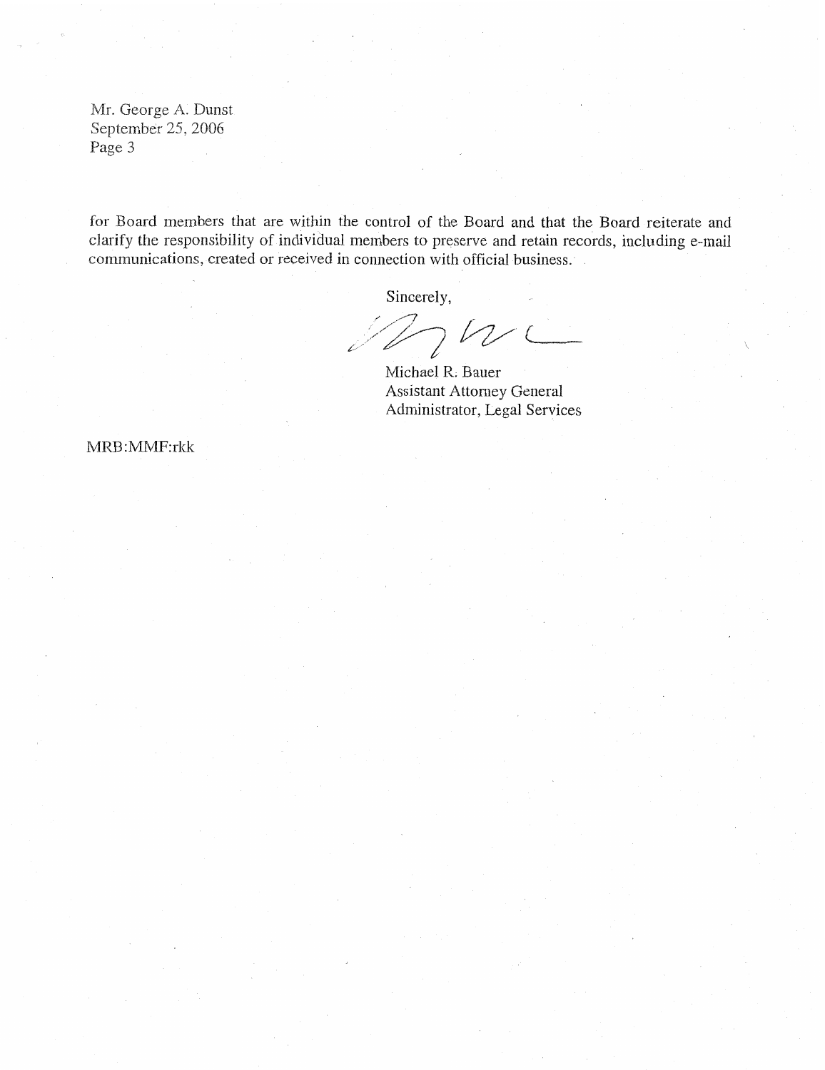for Board members that are within the control of the Board and that the Board reiterate and clarify the responsibility of individual members to preserve and retain records, including e-mail communications, created or received in connection with official business.

Sincerely,

Michael R. Bauer
Assistant Attorney General
Administrator, Legal Services

MRB:MMF:rkk